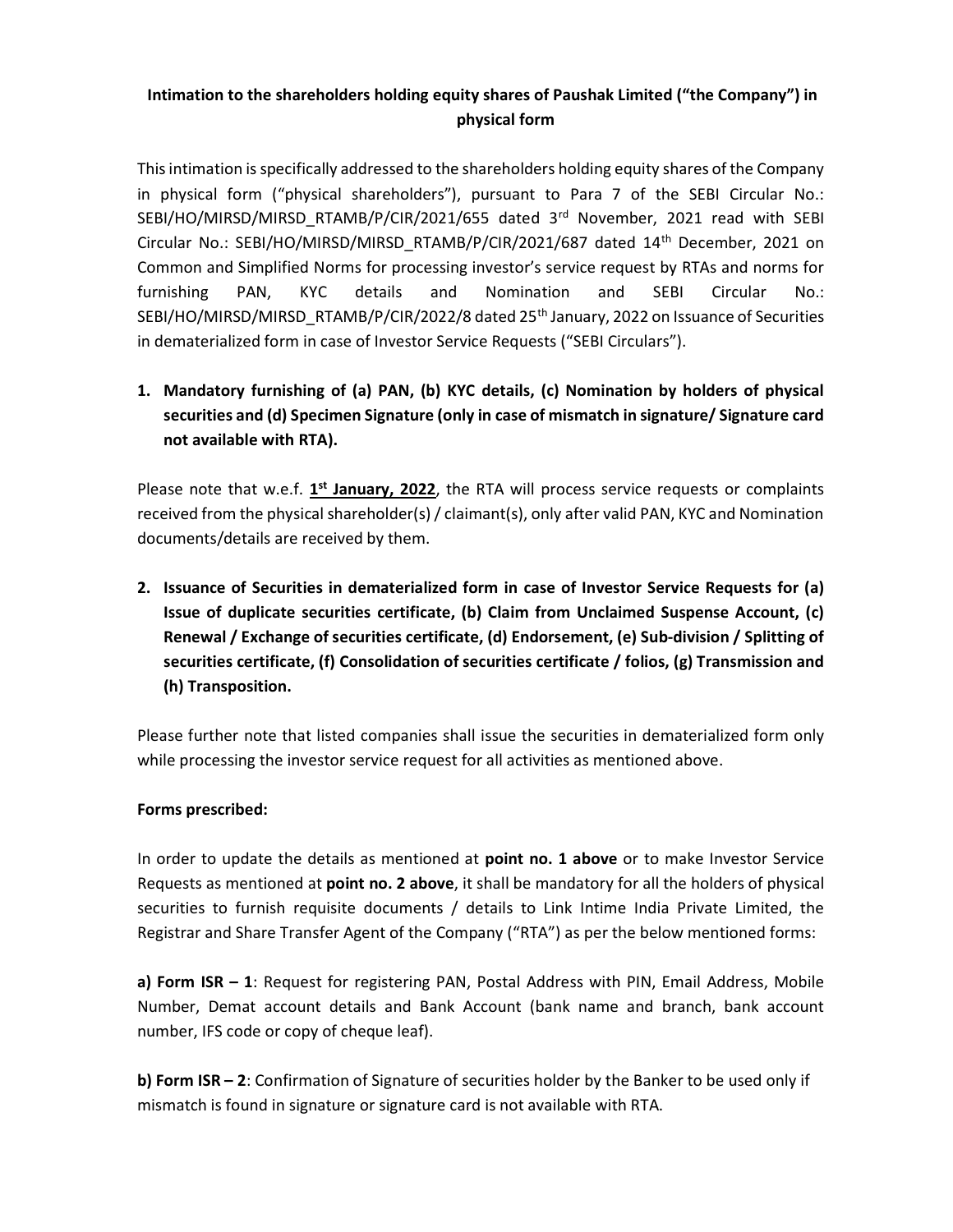**Intimation to the shareholders holding equity shares of Paushak Limited ("the Company") in physical form**

This intimation is specifically addressed to the shareholders holding equity shares of the Company in physical form ("physical shareholders"), pursuant to Para 7 of the SEBI Circular No.: SEBI/HO/MIRSD/MIRSD_RTAMB/P/CIR/2021/655 dated 3rd November, 2021 read with SEBI Circular No.: SEBI/HO/MIRSD/MIRSD_RTAMB/P/CIR/2021/687 dated 14th December, 2021 on Common and Simplified Norms for processing investor's service request by RTAs and norms for furnishing PAN, KYC details and Nomination and SEBI Circular No.: SEBI/HO/MIRSD/MIRSD_RTAMB/P/CIR/2022/8 dated 25th January, 2022 on Issuance of Securities in dematerialized form in case of Investor Service Requests ("SEBI Circulars").

1. **Mandatory furnishing of (a) PAN, (b) KYC details, (c) Nomination by holders of physical securities and (d) Specimen Signature (only in case of mismatch in signature/ Signature card not available with RTA).**

Please note that w.e.f. **1st January, 2022**, the RTA will process service requests or complaints received from the physical shareholder(s) / claimant(s), only after valid PAN, KYC and Nomination documents/details are received by them.

2. **Issuance of Securities in dematerialized form in case of Investor Service Requests for (a) Issue of duplicate securities certificate, (b) Claim from Unclaimed Suspense Account, (c) Renewal / Exchange of securities certificate, (d) Endorsement, (e) Sub-division / Splitting of securities certificate, (f) Consolidation of securities certificate / folios, (g) Transmission and (h) Transposition.**

Please further note that listed companies shall issue the securities in dematerialized form only while processing the investor service request for all activities as mentioned above.

**Forms prescribed:**

In order to update the details as mentioned at **point no. 1 above** or to make Investor Service Requests as mentioned at **point no. 2 above**, it shall be mandatory for all the holders of physical securities to furnish requisite documents / details to Link Intime India Private Limited, the Registrar and Share Transfer Agent of the Company ("RTA") as per the below mentioned forms:

**a) Form ISR – 1**: Request for registering PAN, Postal Address with PIN, Email Address, Mobile Number, Demat account details and Bank Account (bank name and branch, bank account number, IFS code or copy of cheque leaf).

**b) Form ISR – 2**: Confirmation of Signature of securities holder by the Banker to be used only if mismatch is found in signature or signature card is not available with RTA.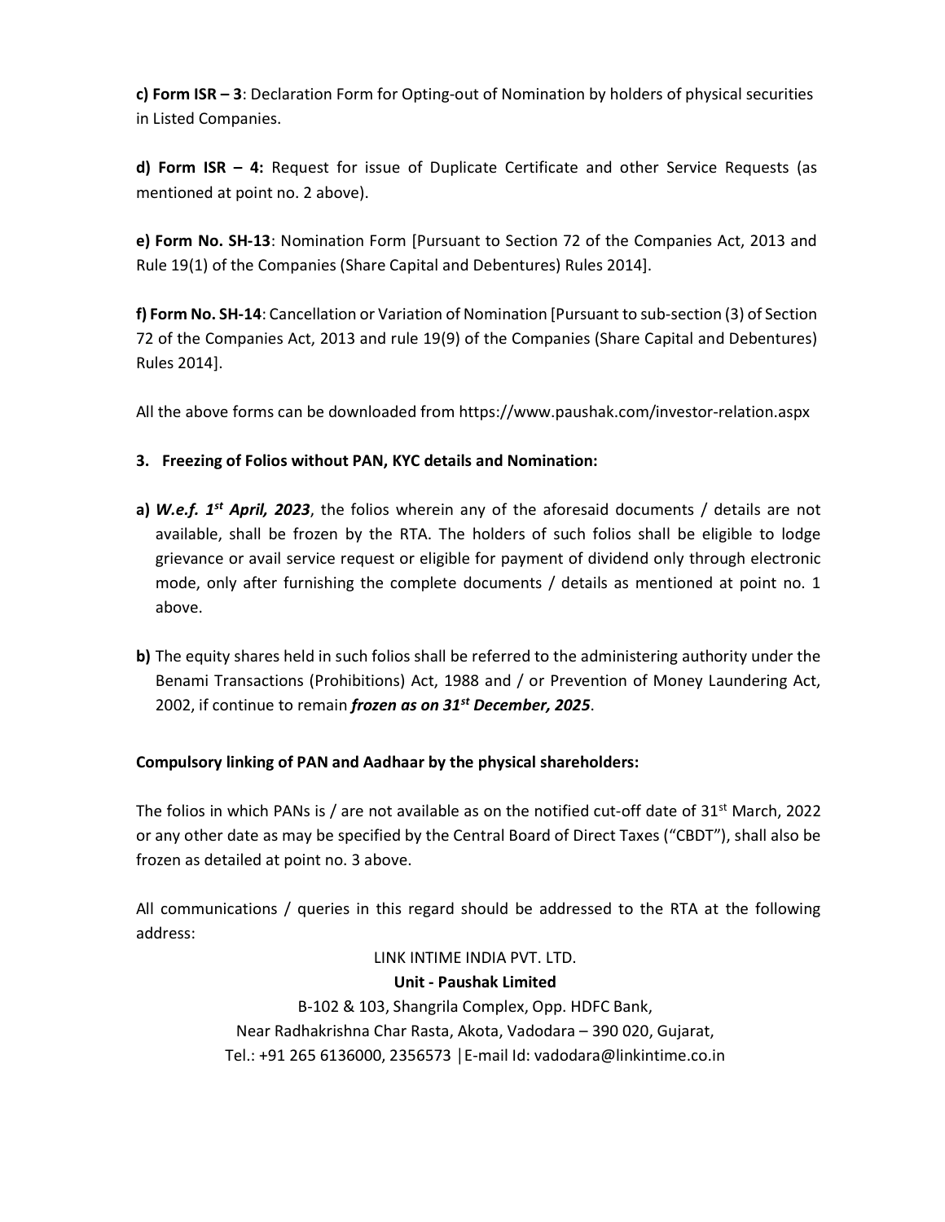**c) Form ISR – 3**: Declaration Form for Opting-out of Nomination by holders of physical securities in Listed Companies.

**d) Form ISR – 4:** Request for issue of Duplicate Certificate and other Service Requests (as mentioned at point no. 2 above).

**e) Form No. SH-13**: Nomination Form [Pursuant to Section 72 of the Companies Act, 2013 and Rule 19(1) of the Companies (Share Capital and Debentures) Rules 2014].

**f) Form No. SH-14**: Cancellation or Variation of Nomination [Pursuant to sub-section (3) of Section 72 of the Companies Act, 2013 and rule 19(9) of the Companies (Share Capital and Debentures) Rules 2014].

All the above forms can be downloaded from https://www.paushak.com/investor-relation.aspx

**3. Freezing of Folios without PAN, KYC details and Nomination:**

**a)** ***W.e.f. 1st April, 2023***, the folios wherein any of the aforesaid documents / details are not available, shall be frozen by the RTA. The holders of such folios shall be eligible to lodge grievance or avail service request or eligible for payment of dividend only through electronic mode, only after furnishing the complete documents / details as mentioned at point no. 1 above.

**b)** The equity shares held in such folios shall be referred to the administering authority under the Benami Transactions (Prohibitions) Act, 1988 and / or Prevention of Money Laundering Act, 2002, if continue to remain ***frozen as on 31st December, 2025***.

**Compulsory linking of PAN and Aadhaar by the physical shareholders:**

The folios in which PANs is / are not available as on the notified cut-off date of 31st March, 2022 or any other date as may be specified by the Central Board of Direct Taxes ("CBDT"), shall also be frozen as detailed at point no. 3 above.

All communications / queries in this regard should be addressed to the RTA at the following address:

LINK INTIME INDIA PVT. LTD.
**Unit - Paushak Limited**
B-102 & 103, Shangrila Complex, Opp. HDFC Bank,
Near Radhakrishna Char Rasta, Akota, Vadodara – 390 020, Gujarat,
Tel.: +91 265 6136000, 2356573 | E-mail Id: vadodara@linkintime.co.in